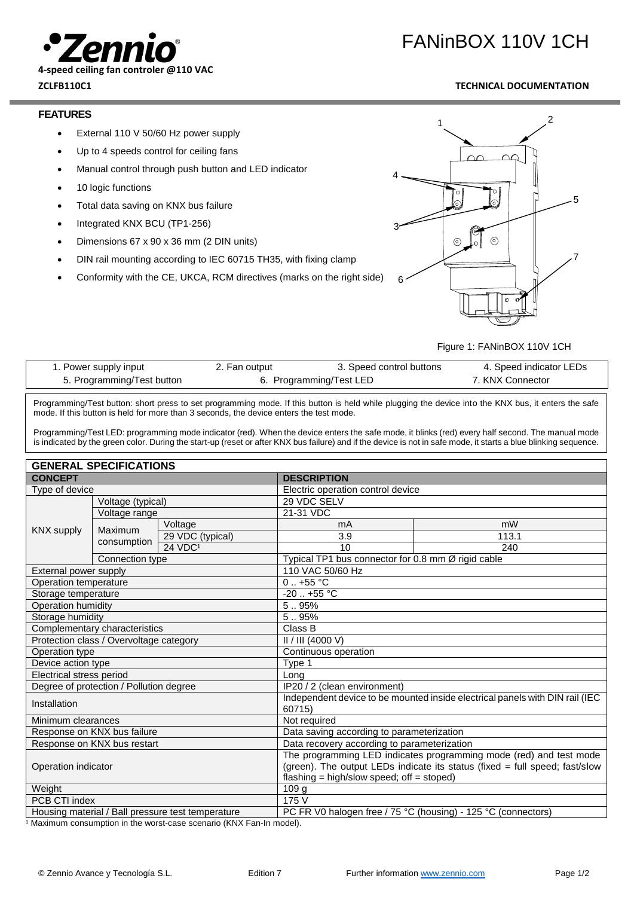# FANinBOX 110V 1CH

**Zennio**

**4-speed ceiling fan controler @110 VAC**

**ZCLFB110C1**

**TECHNICAL DOCUMENTATION**

## FEATURES

- External 110 V 50/60 Hz power supply
- Up to 4 speeds control for ceiling fans
- Manual control through push button and LED indicator
- 10 logic functions
- Total data saving on KNX bus failure
- Integrated KNX BCU (TP1-256)
- Dimensions 67 x 90 x 36 mm (2 DIN units)
- DIN rail mounting according to IEC 60715 TH35, with fixing clamp
- Conformity with the CE, UKCA, RCM directives (marks on the right side)

Figure 1: FANinBOX 110V 1CH

| 1. Power supply input | 2. Fan output | 3. Speed control buttons | 4. Speed indicator LEDs |
|---|---|---|---|
| 5. Programming/Test button | 6. Programming/Test LED | | 7. KNX Connector |

Programming/Test button: short press to set programming mode. If this button is held while plugging the device into the KNX bus, it enters the safe mode. If this button is held for more than 3 seconds, the device enters the test mode.

Programming/Test LED: programming mode indicator (red). When the device enters the safe mode, it blinks (red) every half second. The manual mode is indicated by the green color. During the start-up (reset or after KNX bus failure) and if the device is not in safe mode, it starts a blue blinking sequence.

## GENERAL SPECIFICATIONS

| CONCEPT | | | DESCRIPTION | |
|---|---|---|---|---|
| Type of device | | | Electric operation control device | |
| KNX supply | Voltage (typical) | | 29 VDC SELV | |
| | Voltage range | | 21-31 VDC | |
| | Maximum consumption | Voltage | mA | mW |
| | | 29 VDC (typical) | 3.9 | 113.1 |
| | | 24 VDC[1] | 10 | 240 |
| | Connection type | | Typical TP1 bus connector for 0.8 mm Ø rigid cable | |
| External power supply | | | 110 VAC 50/60 Hz | |
| Operation temperature | | | 0 .. +55 °C | |
| Storage temperature | | | -20 .. +55 °C | |
| Operation humidity | | | 5 .. 95% | |
| Storage humidity | | | 5 .. 95% | |
| Complementary characteristics | | | Class B | |
| Protection class / Overvoltage category | | | II / III (4000 V) | |
| Operation type | | | Continuous operation | |
| Device action type | | | Type 1 | |
| Electrical stress period | | | Long | |
| Degree of protection / Pollution degree | | | IP20 / 2 (clean environment) | |
| Installation | | | Independent device to be mounted inside electrical panels with DIN rail (IEC 60715) | |
| Minimum clearances | | | Not required | |
| Response on KNX bus failure | | | Data saving according to parameterization | |
| Response on KNX bus restart | | | Data recovery according to parameterization | |
| Operation indicator | | | The programming LED indicates programming mode (red) and test mode (green). The output LEDs indicate its status (fixed = full speed; fast/slow flashing = high/slow speed; off = stoped) | |
| Weight | | | 109 g | |
| PCB CTI index | | | 175 V | |
| Housing material / Ball pressure test temperature | | | PC FR V0 halogen free / 75 °C (housing) - 125 °C (connectors) | |

[1] Maximum consumption in the worst-case scenario (KNX Fan-In model).

© Zennio Avance y Tecnología S.L. Edition 7 Further information www.zennio.com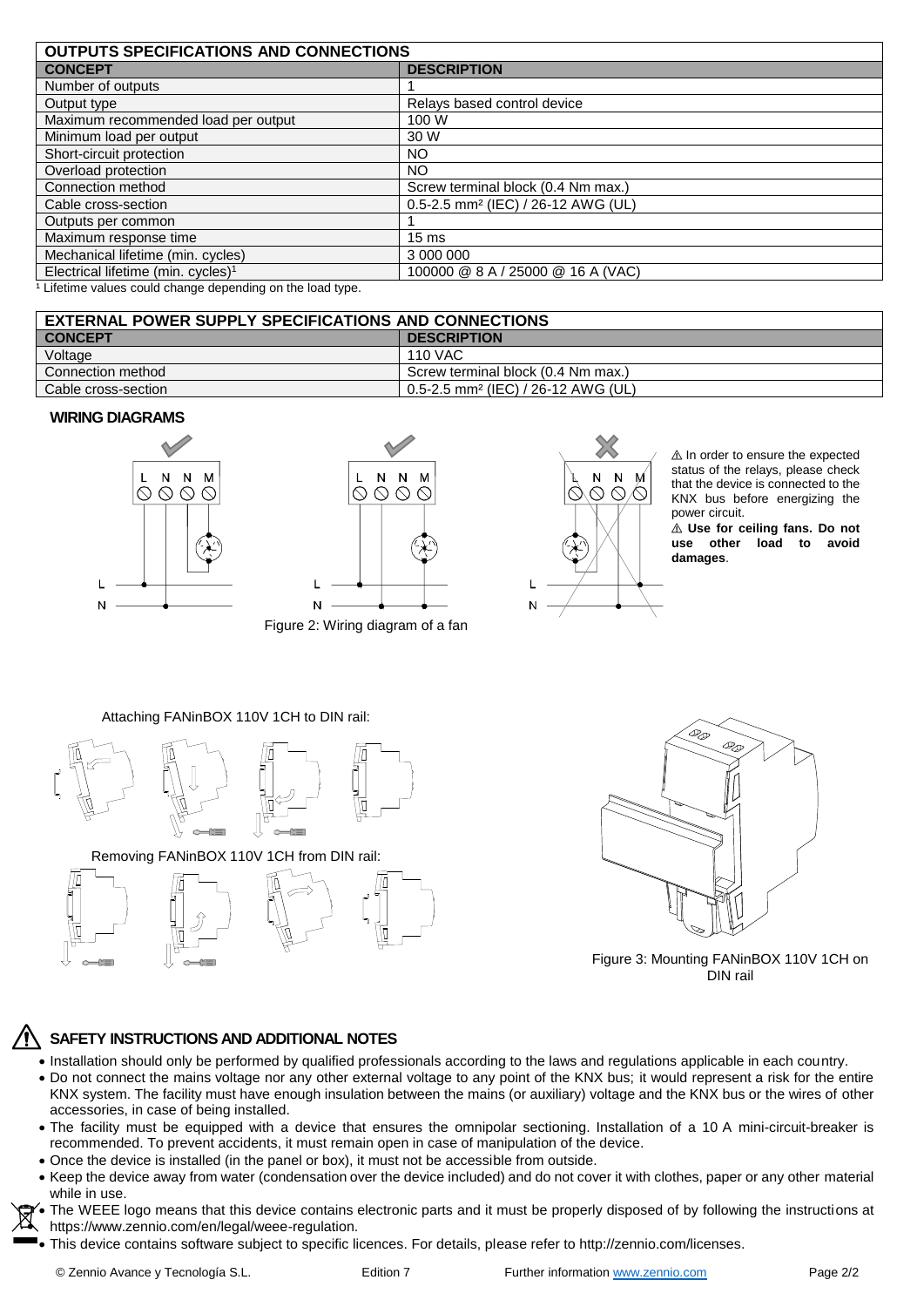| OUTPUTS SPECIFICATIONS AND CONNECTIONS | |
|---|---|
| **CONCEPT** | **DESCRIPTION** |
| Number of outputs | 1 |
| Output type | Relays based control device |
| Maximum recommended load per output | 100 W |
| Minimum load per output | 30 W |
| Short-circuit protection | NO |
| Overload protection | NO |
| Connection method | Screw terminal block (0.4 Nm max.) |
| Cable cross-section | 0.5-2.5 mm² (IEC) / 26-12 AWG (UL) |
| Outputs per common | 1 |
| Maximum response time | 15 ms |
| Mechanical lifetime (min. cycles) | 3 000 000 |
| Electrical lifetime (min. cycles)[1] | 100000 @ 8 A / 25000 @ 16 A (VAC) |

[1] Lifetime values could change depending on the load type.

| EXTERNAL POWER SUPPLY SPECIFICATIONS AND CONNECTIONS | |
|---|---|
| **CONCEPT** | **DESCRIPTION** |
| Voltage | 110 VAC |
| Connection method | Screw terminal block (0.4 Nm max.) |
| Cable cross-section | 0.5-2.5 mm² (IEC) / 26-12 AWG (UL) |

### WIRING DIAGRAMS

L N N M

L

N

Figure 2: Wiring diagram of a fan

⚠ In order to ensure the expected status of the relays, please check that the device is connected to the KNX bus before energizing the power circuit.

⚠ **Use for ceiling fans. Do not use other load to avoid damages**.

Attaching FANinBOX 110V 1CH to DIN rail:

Removing FANinBOX 110V 1CH from DIN rail:

Figure 3: Mounting FANinBOX 110V 1CH on DIN rail

## SAFETY INSTRUCTIONS AND ADDITIONAL NOTES

- Installation should only be performed by qualified professionals according to the laws and regulations applicable in each country.
- Do not connect the mains voltage nor any other external voltage to any point of the KNX bus; it would represent a risk for the entire KNX system. The facility must have enough insulation between the mains (or auxiliary) voltage and the KNX bus or the wires of other accessories, in case of being installed.
- The facility must be equipped with a device that ensures the omnipolar sectioning. Installation of a 10 A mini-circuit-breaker is recommended. To prevent accidents, it must remain open in case of manipulation of the device.
- Once the device is installed (in the panel or box), it must not be accessible from outside.
- Keep the device away from water (condensation over the device included) and do not cover it with clothes, paper or any other material while in use.
- The WEEE logo means that this device contains electronic parts and it must be properly disposed of by following the instructions at https://www.zennio.com/en/legal/weee-regulation.
- This device contains software subject to specific licences. For details, please refer to http://zennio.com/licenses.

© Zennio Avance y Tecnología S.L. Edition 7 Further information www.zennio.com